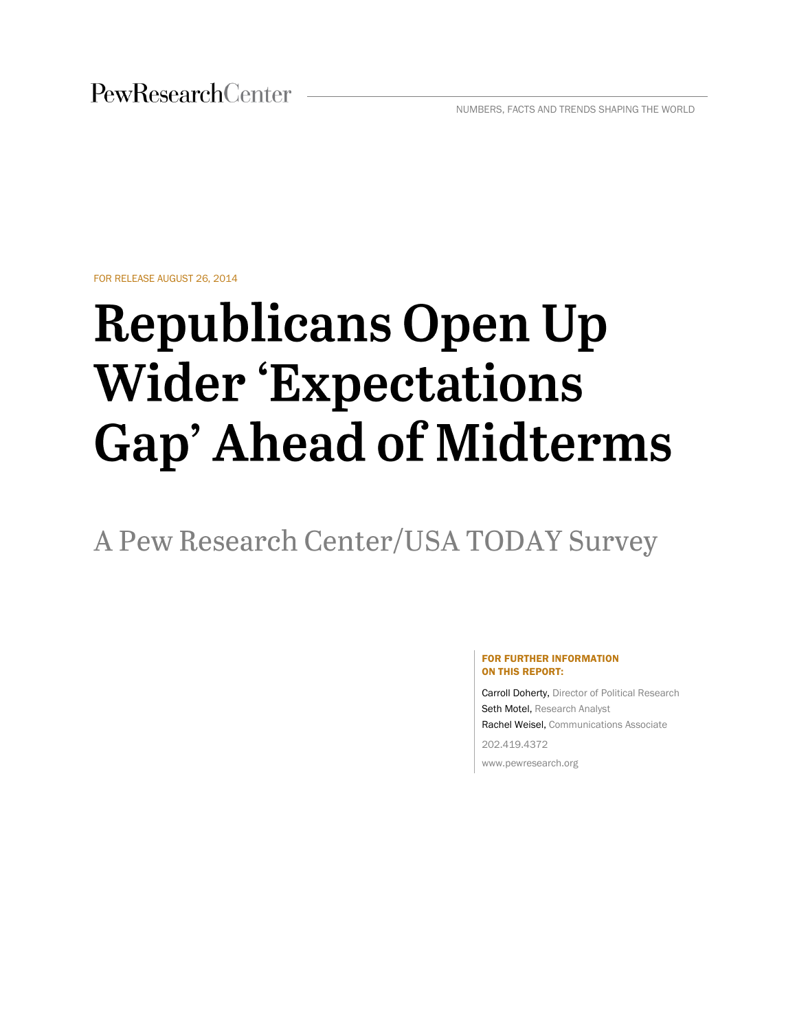PewResearchCenter

NUMBERS, FACTS AND TRENDS SHAPING THE WORLD

FOR RELEASE AUGUST 26, 2014

# Republicans Open Up Wider 'Expectations Gap' Ahead of Midterms

## A Pew Research Center/USA TODAY Survey

**FOR FURTHER INFORMATION ON THIS REPORT:**

Carroll Doherty, Director of Political Research
Seth Motel, Research Analyst
Rachel Weisel, Communications Associate

202.419.4372

www.pewresearch.org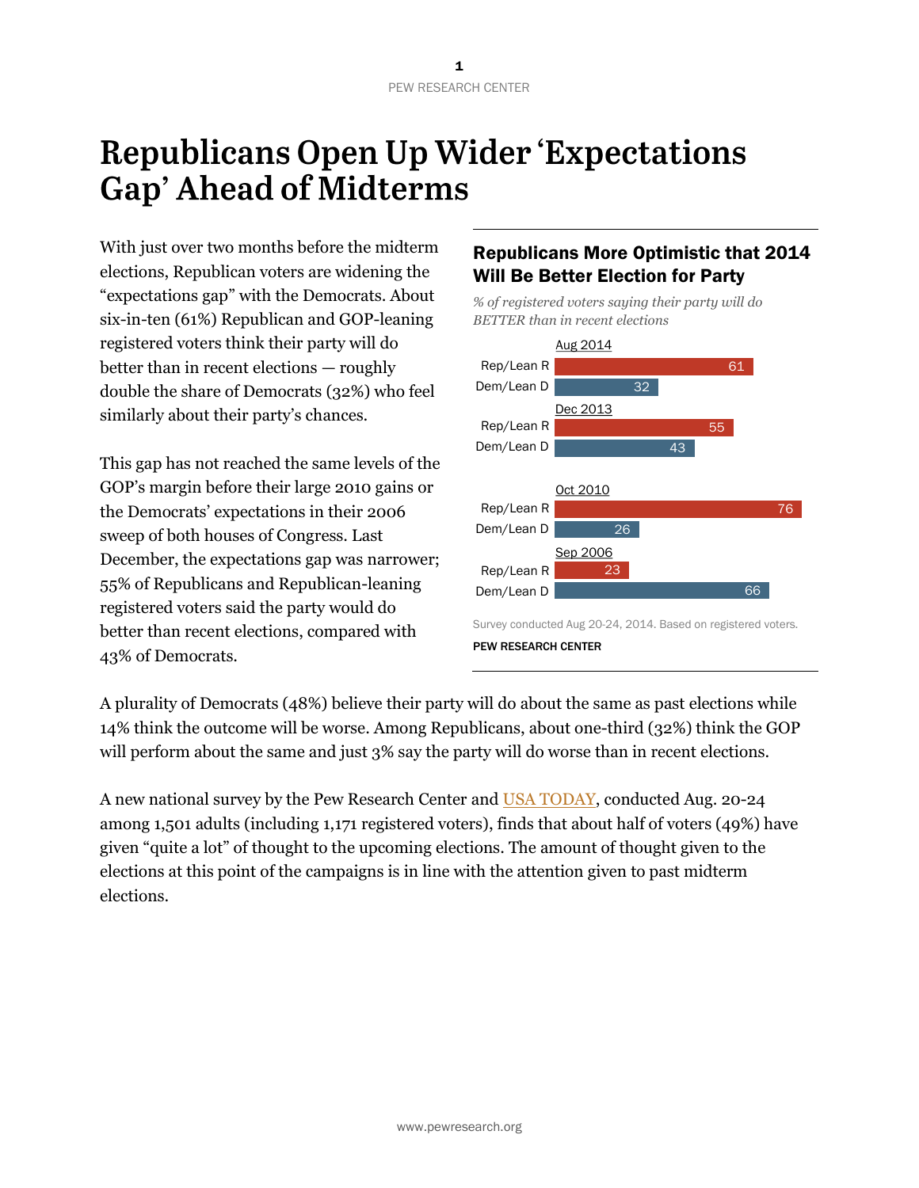# Republicans Open Up Wider 'Expectations Gap' Ahead of Midterms

With just over two months before the midterm elections, Republican voters are widening the "expectations gap" with the Democrats. About six-in-ten (61%) Republican and GOP-leaning registered voters think their party will do better than in recent elections — roughly double the share of Democrats (32%) who feel similarly about their party's chances.

This gap has not reached the same levels of the GOP's margin before their large 2010 gains or the Democrats' expectations in their 2006 sweep of both houses of Congress. Last December, the expectations gap was narrower; 55% of Republicans and Republican-leaning registered voters said the party would do better than recent elections, compared with 43% of Democrats.

### Republicans More Optimistic that 2014 Will Be Better Election for Party

*% of registered voters saying their party will do BETTER than in recent elections*

| | Rep/Lean R | Dem/Lean D |
|---|---|---|
| Aug 2014 | 61 | 32 |
| Dec 2013 | 55 | 43 |
| Oct 2010 | 76 | 26 |
| Sep 2006 | 23 | 66 |

Survey conducted Aug 20-24, 2014. Based on registered voters.

PEW RESEARCH CENTER

A plurality of Democrats (48%) believe their party will do about the same as past elections while 14% think the outcome will be worse. Among Republicans, about one-third (32%) think the GOP will perform about the same and just 3% say the party will do worse than in recent elections.

A new national survey by the Pew Research Center and USA TODAY, conducted Aug. 20-24 among 1,501 adults (including 1,171 registered voters), finds that about half of voters (49%) have given "quite a lot" of thought to the upcoming elections. The amount of thought given to the elections at this point of the campaigns is in line with the attention given to past midterm elections.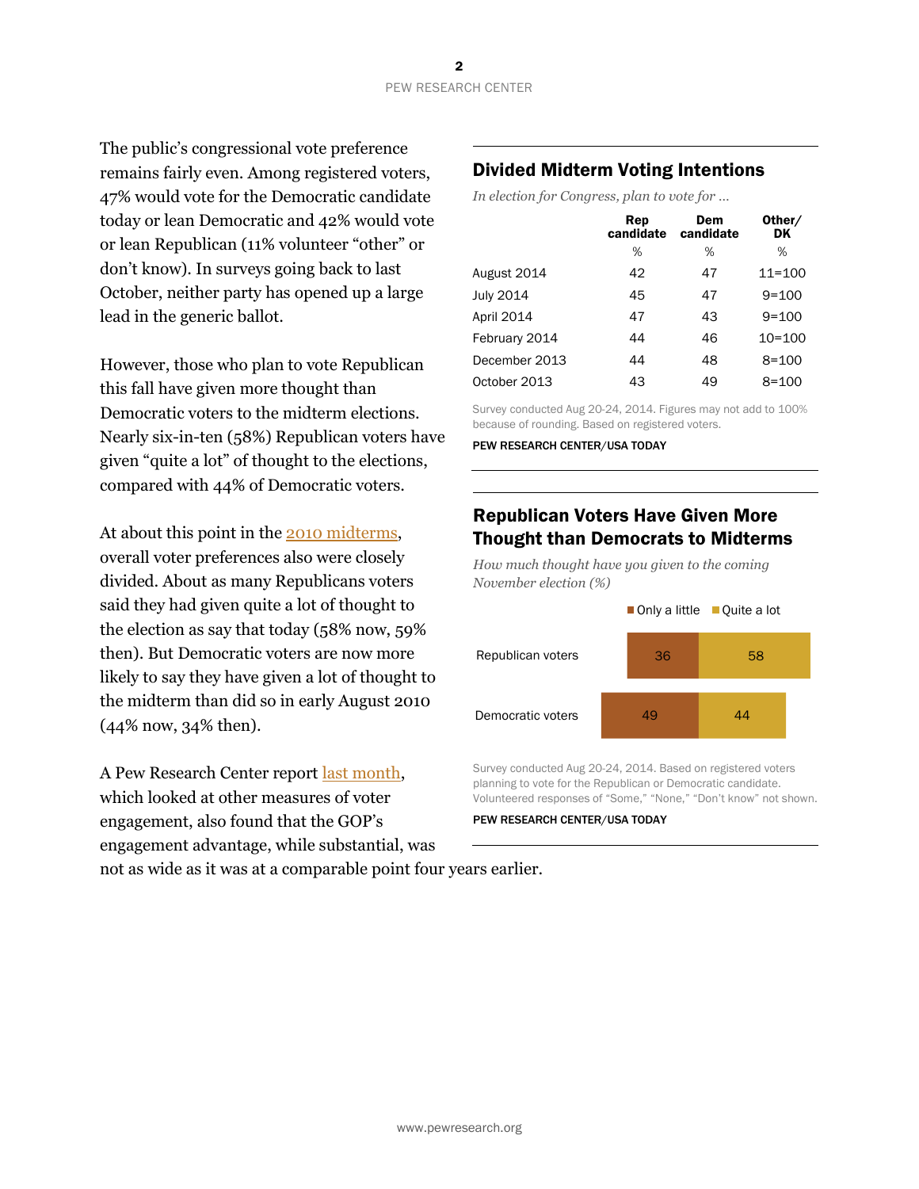The public's congressional vote preference remains fairly even. Among registered voters, 47% would vote for the Democratic candidate today or lean Democratic and 42% would vote or lean Republican (11% volunteer "other" or don't know). In surveys going back to last October, neither party has opened up a large lead in the generic ballot.

However, those who plan to vote Republican this fall have given more thought than Democratic voters to the midterm elections. Nearly six-in-ten (58%) Republican voters have given "quite a lot" of thought to the elections, compared with 44% of Democratic voters.

At about this point in the 2010 midterms, overall voter preferences also were closely divided. About as many Republicans voters said they had given quite a lot of thought to the election as say that today (58% now, 59% then). But Democratic voters are now more likely to say they have given a lot of thought to the midterm than did so in early August 2010 (44% now, 34% then).

A Pew Research Center report last month, which looked at other measures of voter engagement, also found that the GOP's engagement advantage, while substantial, was not as wide as it was at a comparable point four years earlier.

## Divided Midterm Voting Intentions

*In election for Congress, plan to vote for …*

| | Rep candidate | Dem candidate | Other/ DK |
|---|---|---|---|
| | % | % | % |
| August 2014 | 42 | 47 | 11=100 |
| July 2014 | 45 | 47 | 9=100 |
| April 2014 | 47 | 43 | 9=100 |
| February 2014 | 44 | 46 | 10=100 |
| December 2013 | 44 | 48 | 8=100 |
| October 2013 | 43 | 49 | 8=100 |

Survey conducted Aug 20-24, 2014. Figures may not add to 100% because of rounding. Based on registered voters.

PEW RESEARCH CENTER/USA TODAY

## Republican Voters Have Given More Thought than Democrats to Midterms

*How much thought have you given to the coming November election (%)*

| | Only a little | Quite a lot |
|---|---|---|
| Republican voters | 36 | 58 |
| Democratic voters | 49 | 44 |

Survey conducted Aug 20-24, 2014. Based on registered voters planning to vote for the Republican or Democratic candidate. Volunteered responses of "Some," "None," "Don't know" not shown.

PEW RESEARCH CENTER/USA TODAY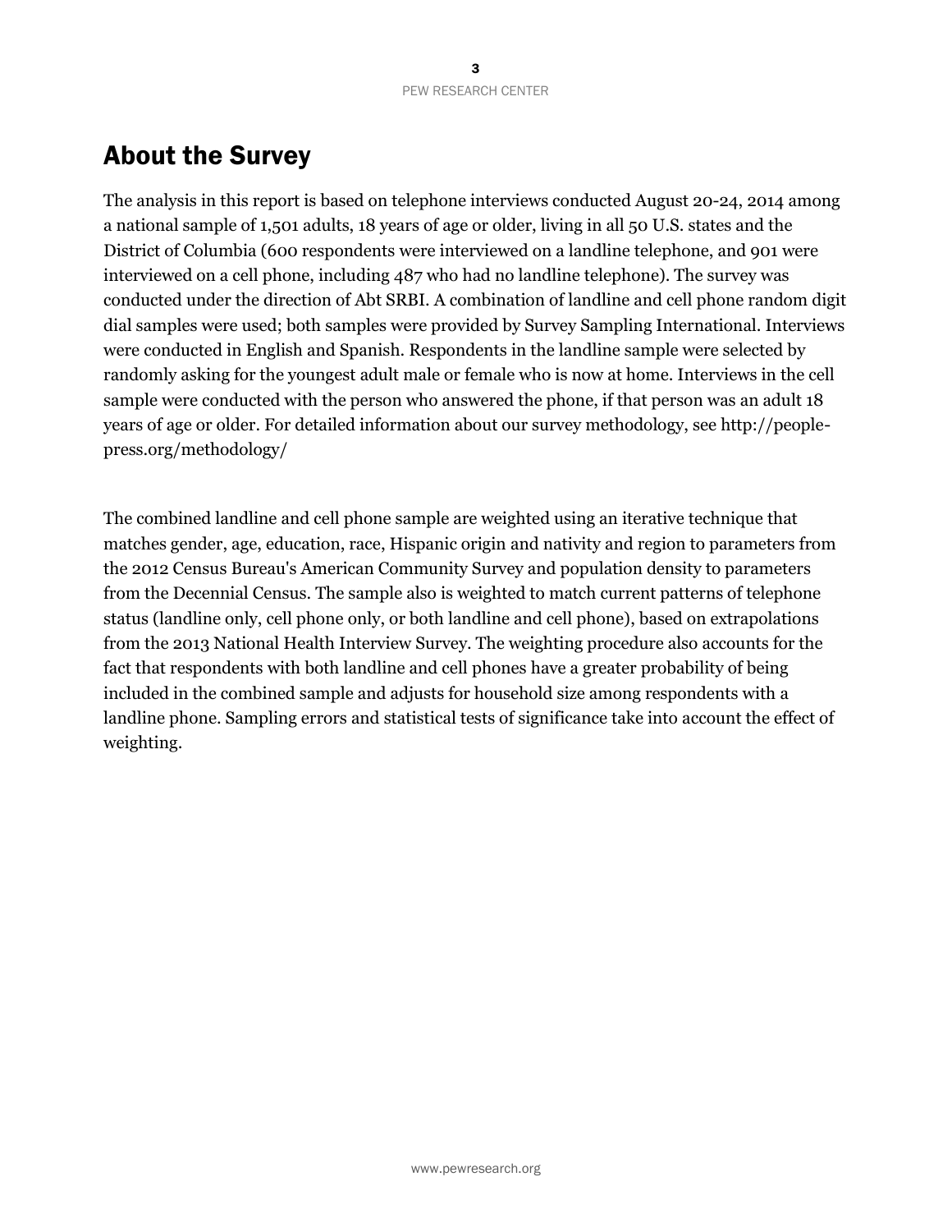## About the Survey

The analysis in this report is based on telephone interviews conducted August 20-24, 2014 among a national sample of 1,501 adults, 18 years of age or older, living in all 50 U.S. states and the District of Columbia (600 respondents were interviewed on a landline telephone, and 901 were interviewed on a cell phone, including 487 who had no landline telephone). The survey was conducted under the direction of Abt SRBI. A combination of landline and cell phone random digit dial samples were used; both samples were provided by Survey Sampling International. Interviews were conducted in English and Spanish. Respondents in the landline sample were selected by randomly asking for the youngest adult male or female who is now at home. Interviews in the cell sample were conducted with the person who answered the phone, if that person was an adult 18 years of age or older. For detailed information about our survey methodology, see http://people-press.org/methodology/

The combined landline and cell phone sample are weighted using an iterative technique that matches gender, age, education, race, Hispanic origin and nativity and region to parameters from the 2012 Census Bureau's American Community Survey and population density to parameters from the Decennial Census. The sample also is weighted to match current patterns of telephone status (landline only, cell phone only, or both landline and cell phone), based on extrapolations from the 2013 National Health Interview Survey. The weighting procedure also accounts for the fact that respondents with both landline and cell phones have a greater probability of being included in the combined sample and adjusts for household size among respondents with a landline phone. Sampling errors and statistical tests of significance take into account the effect of weighting.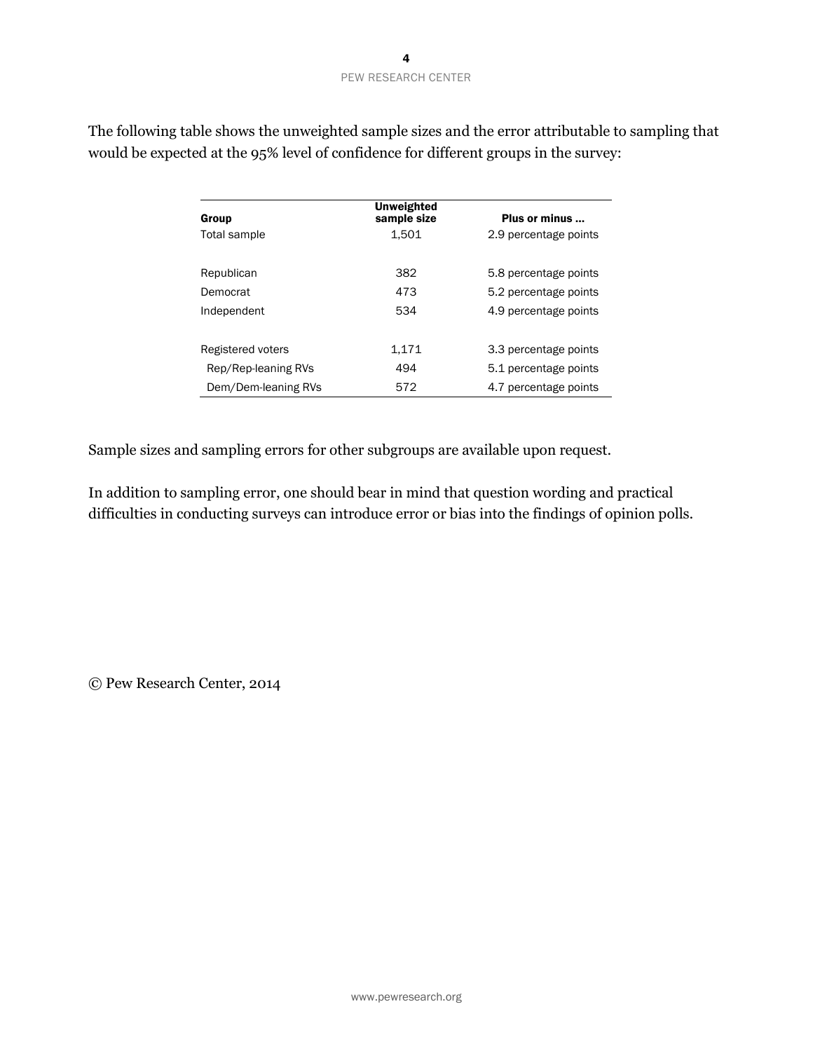The following table shows the unweighted sample sizes and the error attributable to sampling that would be expected at the 95% level of confidence for different groups in the survey:

| Group | Unweighted sample size | Plus or minus ... |
|---|---|---|
| Total sample | 1,501 | 2.9 percentage points |
| | | |
| Republican | 382 | 5.8 percentage points |
| Democrat | 473 | 5.2 percentage points |
| Independent | 534 | 4.9 percentage points |
| | | |
| Registered voters | 1,171 | 3.3 percentage points |
| Rep/Rep-leaning RVs | 494 | 5.1 percentage points |
| Dem/Dem-leaning RVs | 572 | 4.7 percentage points |

Sample sizes and sampling errors for other subgroups are available upon request.

In addition to sampling error, one should bear in mind that question wording and practical difficulties in conducting surveys can introduce error or bias into the findings of opinion polls.

© Pew Research Center, 2014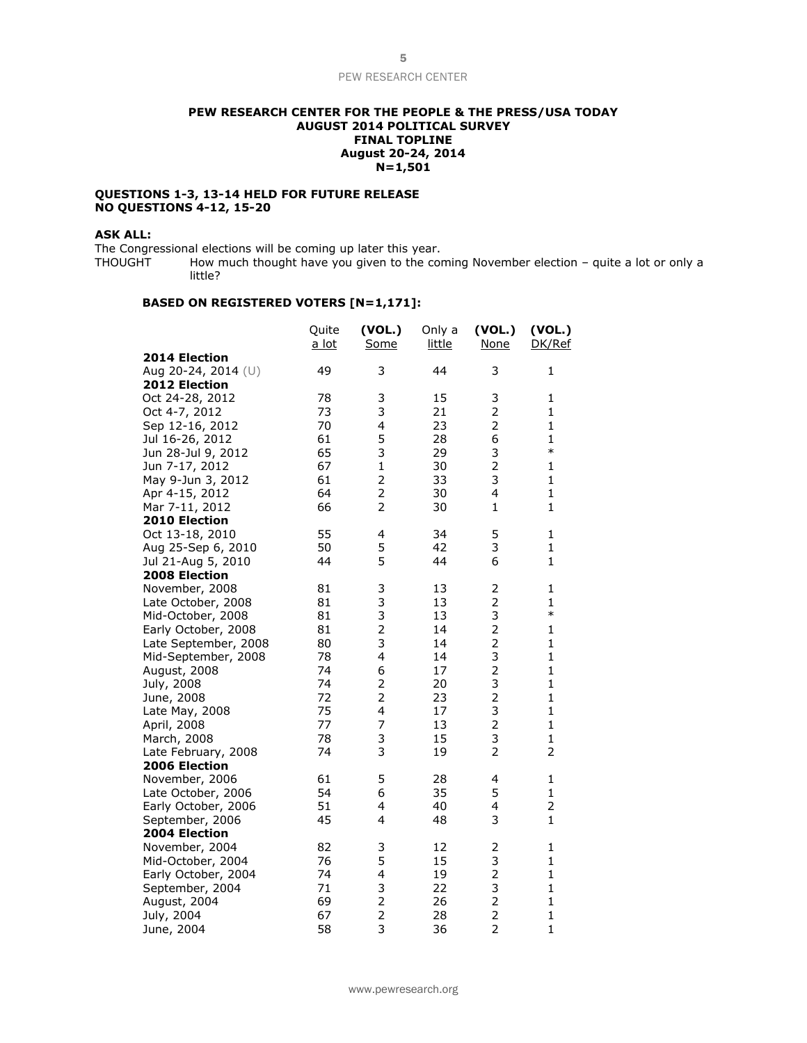**PEW RESEARCH CENTER FOR THE PEOPLE & THE PRESS/USA TODAY**
**AUGUST 2014 POLITICAL SURVEY**
**FINAL TOPLINE**
**August 20-24, 2014**
**N=1,501**

**QUESTIONS 1-3, 13-14 HELD FOR FUTURE RELEASE**
**NO QUESTIONS 4-12, 15-20**

**ASK ALL:**
The Congressional elections will be coming up later this year.
THOUGHT How much thought have you given to the coming November election – quite a lot or only a little?

**BASED ON REGISTERED VOTERS [N=1,171]:**

| | Quite a lot | (VOL.) Some | Only a little | (VOL.) None | (VOL.) DK/Ref |
|---|---|---|---|---|---|
| **2014 Election** | | | | | |
| Aug 20-24, 2014 (U) | 49 | 3 | 44 | 3 | 1 |
| **2012 Election** | | | | | |
| Oct 24-28, 2012 | 78 | 3 | 15 | 3 | 1 |
| Oct 4-7, 2012 | 73 | 3 | 21 | 2 | 1 |
| Sep 12-16, 2012 | 70 | 4 | 23 | 2 | 1 |
| Jul 16-26, 2012 | 61 | 5 | 28 | 6 | 1 |
| Jun 28-Jul 9, 2012 | 65 | 3 | 29 | 3 | * |
| Jun 7-17, 2012 | 67 | 1 | 30 | 2 | 1 |
| May 9-Jun 3, 2012 | 61 | 2 | 33 | 3 | 1 |
| Apr 4-15, 2012 | 64 | 2 | 30 | 4 | 1 |
| Mar 7-11, 2012 | 66 | 2 | 30 | 1 | 1 |
| **2010 Election** | | | | | |
| Oct 13-18, 2010 | 55 | 4 | 34 | 5 | 1 |
| Aug 25-Sep 6, 2010 | 50 | 5 | 42 | 3 | 1 |
| Jul 21-Aug 5, 2010 | 44 | 5 | 44 | 6 | 1 |
| **2008 Election** | | | | | |
| November, 2008 | 81 | 3 | 13 | 2 | 1 |
| Late October, 2008 | 81 | 3 | 13 | 2 | 1 |
| Mid-October, 2008 | 81 | 3 | 13 | 3 | * |
| Early October, 2008 | 81 | 2 | 14 | 2 | 1 |
| Late September, 2008 | 80 | 3 | 14 | 2 | 1 |
| Mid-September, 2008 | 78 | 4 | 14 | 3 | 1 |
| August, 2008 | 74 | 6 | 17 | 2 | 1 |
| July, 2008 | 74 | 2 | 20 | 3 | 1 |
| June, 2008 | 72 | 2 | 23 | 2 | 1 |
| Late May, 2008 | 75 | 4 | 17 | 3 | 1 |
| April, 2008 | 77 | 7 | 13 | 2 | 1 |
| March, 2008 | 78 | 3 | 15 | 3 | 1 |
| Late February, 2008 | 74 | 3 | 19 | 2 | 2 |
| **2006 Election** | | | | | |
| November, 2006 | 61 | 5 | 28 | 4 | 1 |
| Late October, 2006 | 54 | 6 | 35 | 5 | 1 |
| Early October, 2006 | 51 | 4 | 40 | 4 | 2 |
| September, 2006 | 45 | 4 | 48 | 3 | 1 |
| **2004 Election** | | | | | |
| November, 2004 | 82 | 3 | 12 | 2 | 1 |
| Mid-October, 2004 | 76 | 5 | 15 | 3 | 1 |
| Early October, 2004 | 74 | 4 | 19 | 2 | 1 |
| September, 2004 | 71 | 3 | 22 | 3 | 1 |
| August, 2004 | 69 | 2 | 26 | 2 | 1 |
| July, 2004 | 67 | 2 | 28 | 2 | 1 |
| June, 2004 | 58 | 3 | 36 | 2 | 1 |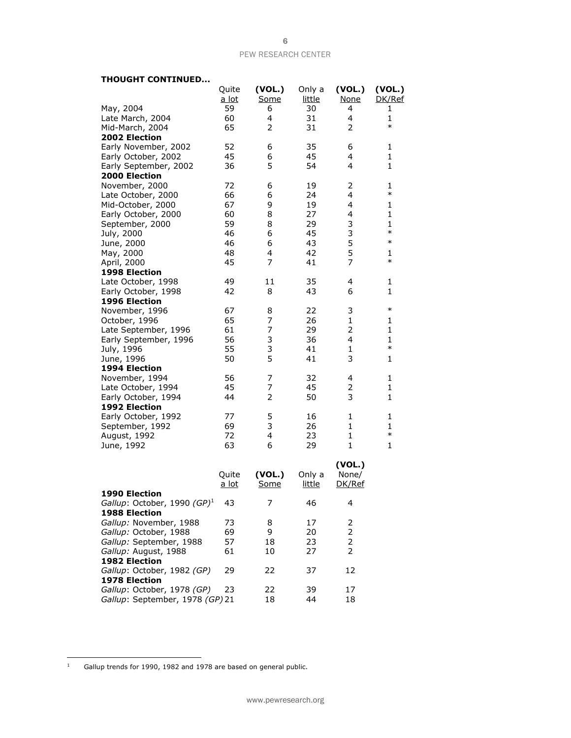**THOUGHT CONTINUED...**

| | Quite a lot | **(VOL.)** Some | Only a little | **(VOL.)** None | **(VOL.)** DK/Ref |
|---|---|---|---|---|---|
| May, 2004 | 59 | 6 | 30 | 4 | 1 |
| Late March, 2004 | 60 | 4 | 31 | 4 | 1 |
| Mid-March, 2004 | 65 | 2 | 31 | 2 | * |
| **2002 Election** | | | | | |
| Early November, 2002 | 52 | 6 | 35 | 6 | 1 |
| Early October, 2002 | 45 | 6 | 45 | 4 | 1 |
| Early September, 2002 | 36 | 5 | 54 | 4 | 1 |
| **2000 Election** | | | | | |
| November, 2000 | 72 | 6 | 19 | 2 | 1 |
| Late October, 2000 | 66 | 6 | 24 | 4 | * |
| Mid-October, 2000 | 67 | 9 | 19 | 4 | 1 |
| Early October, 2000 | 60 | 8 | 27 | 4 | 1 |
| September, 2000 | 59 | 8 | 29 | 3 | 1 |
| July, 2000 | 46 | 6 | 45 | 3 | * |
| June, 2000 | 46 | 6 | 43 | 5 | * |
| May, 2000 | 48 | 4 | 42 | 5 | 1 |
| April, 2000 | 45 | 7 | 41 | 7 | * |
| **1998 Election** | | | | | |
| Late October, 1998 | 49 | 11 | 35 | 4 | 1 |
| Early October, 1998 | 42 | 8 | 43 | 6 | 1 |
| **1996 Election** | | | | | |
| November, 1996 | 67 | 8 | 22 | 3 | * |
| October, 1996 | 65 | 7 | 26 | 1 | 1 |
| Late September, 1996 | 61 | 7 | 29 | 2 | 1 |
| Early September, 1996 | 56 | 3 | 36 | 4 | 1 |
| July, 1996 | 55 | 3 | 41 | 1 | * |
| June, 1996 | 50 | 5 | 41 | 3 | 1 |
| **1994 Election** | | | | | |
| November, 1994 | 56 | 7 | 32 | 4 | 1 |
| Late October, 1994 | 45 | 7 | 45 | 2 | 1 |
| Early October, 1994 | 44 | 2 | 50 | 3 | 1 |
| **1992 Election** | | | | | |
| Early October, 1992 | 77 | 5 | 16 | 1 | 1 |
| September, 1992 | 69 | 3 | 26 | 1 | 1 |
| August, 1992 | 72 | 4 | 23 | 1 | * |
| June, 1992 | 63 | 6 | 29 | 1 | 1 |

| | Quite a lot | **(VOL.)** Some | Only a little | **(VOL.)** None/ DK/Ref |
|---|---|---|---|---|
| **1990 Election** | | | | |
| *Gallup*: October, 1990 *(GP)*[1] | 43 | 7 | 46 | 4 |
| **1988 Election** | | | | |
| *Gallup:* November, 1988 | 73 | 8 | 17 | 2 |
| *Gallup:* October, 1988 | 69 | 9 | 20 | 2 |
| *Gallup:* September, 1988 | 57 | 18 | 23 | 2 |
| *Gallup:* August, 1988 | 61 | 10 | 27 | 2 |
| **1982 Election** | | | | |
| *Gallup*: October, 1982 *(GP)* | 29 | 22 | 37 | 12 |
| **1978 Election** | | | | |
| *Gallup*: October, 1978 *(GP)* | 23 | 22 | 39 | 17 |
| *Gallup*: September, 1978 *(GP)* | 21 | 18 | 44 | 18 |

[1] Gallup trends for 1990, 1982 and 1978 are based on general public.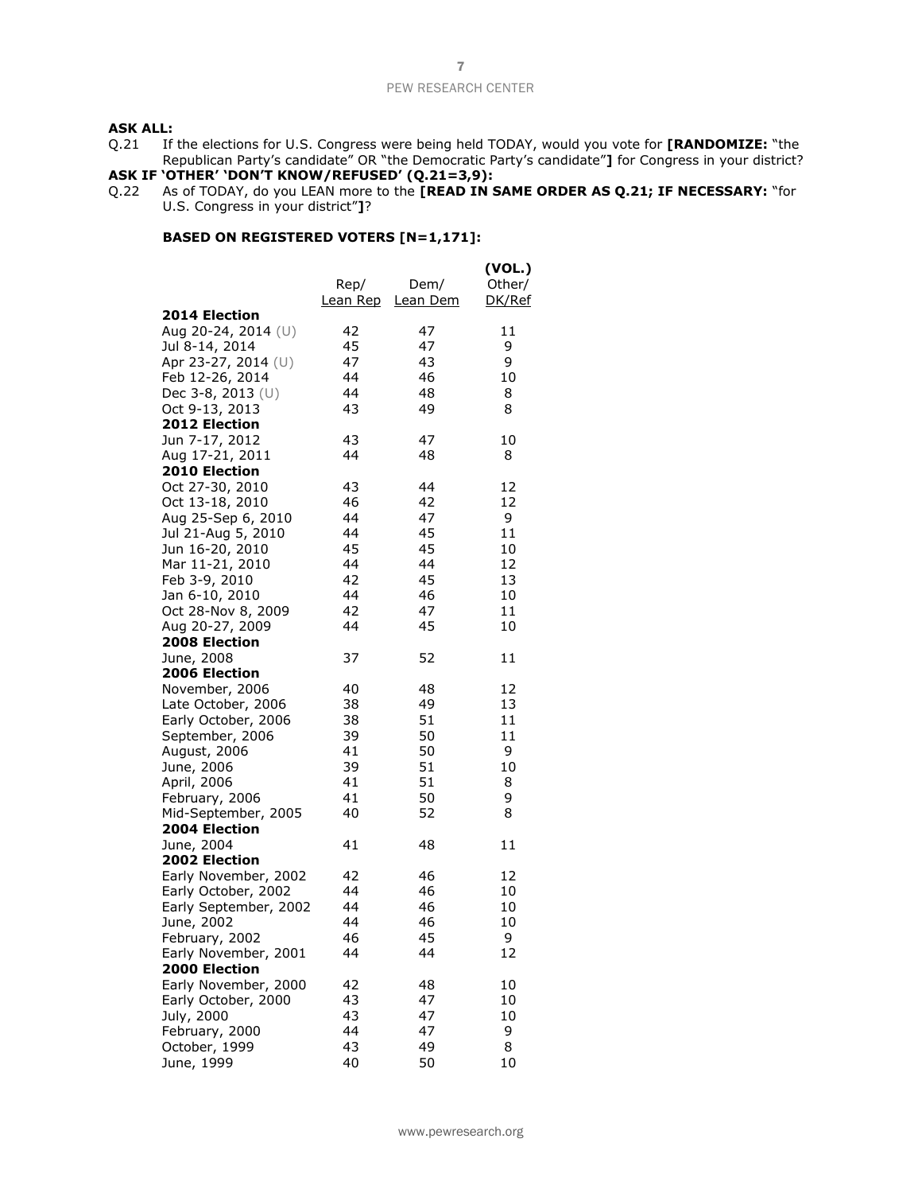**ASK ALL:**

Q.21 If the elections for U.S. Congress were being held TODAY, would you vote for **[RANDOMIZE:** "the Republican Party's candidate" OR "the Democratic Party's candidate"**]** for Congress in your district?

**ASK IF 'OTHER' 'DON'T KNOW/REFUSED' (Q.21=3,9):**

Q.22 As of TODAY, do you LEAN more to the **[READ IN SAME ORDER AS Q.21; IF NECESSARY:** "for U.S. Congress in your district"**]**?

**BASED ON REGISTERED VOTERS [N=1,171]:**

| | Rep/ Lean Rep | Dem/ Lean Dem | (VOL.) Other/ DK/Ref |
|---|---|---|---|
| **2014 Election** | | | |
| Aug 20-24, 2014 (U) | 42 | 47 | 11 |
| Jul 8-14, 2014 | 45 | 47 | 9 |
| Apr 23-27, 2014 (U) | 47 | 43 | 9 |
| Feb 12-26, 2014 | 44 | 46 | 10 |
| Dec 3-8, 2013 (U) | 44 | 48 | 8 |
| Oct 9-13, 2013 | 43 | 49 | 8 |
| **2012 Election** | | | |
| Jun 7-17, 2012 | 43 | 47 | 10 |
| Aug 17-21, 2011 | 44 | 48 | 8 |
| **2010 Election** | | | |
| Oct 27-30, 2010 | 43 | 44 | 12 |
| Oct 13-18, 2010 | 46 | 42 | 12 |
| Aug 25-Sep 6, 2010 | 44 | 47 | 9 |
| Jul 21-Aug 5, 2010 | 44 | 45 | 11 |
| Jun 16-20, 2010 | 45 | 45 | 10 |
| Mar 11-21, 2010 | 44 | 44 | 12 |
| Feb 3-9, 2010 | 42 | 45 | 13 |
| Jan 6-10, 2010 | 44 | 46 | 10 |
| Oct 28-Nov 8, 2009 | 42 | 47 | 11 |
| Aug 20-27, 2009 | 44 | 45 | 10 |
| **2008 Election** | | | |
| June, 2008 | 37 | 52 | 11 |
| **2006 Election** | | | |
| November, 2006 | 40 | 48 | 12 |
| Late October, 2006 | 38 | 49 | 13 |
| Early October, 2006 | 38 | 51 | 11 |
| September, 2006 | 39 | 50 | 11 |
| August, 2006 | 41 | 50 | 9 |
| June, 2006 | 39 | 51 | 10 |
| April, 2006 | 41 | 51 | 8 |
| February, 2006 | 41 | 50 | 9 |
| Mid-September, 2005 | 40 | 52 | 8 |
| **2004 Election** | | | |
| June, 2004 | 41 | 48 | 11 |
| **2002 Election** | | | |
| Early November, 2002 | 42 | 46 | 12 |
| Early October, 2002 | 44 | 46 | 10 |
| Early September, 2002 | 44 | 46 | 10 |
| June, 2002 | 44 | 46 | 10 |
| February, 2002 | 46 | 45 | 9 |
| Early November, 2001 | 44 | 44 | 12 |
| **2000 Election** | | | |
| Early November, 2000 | 42 | 48 | 10 |
| Early October, 2000 | 43 | 47 | 10 |
| July, 2000 | 43 | 47 | 10 |
| February, 2000 | 44 | 47 | 9 |
| October, 1999 | 43 | 49 | 8 |
| June, 1999 | 40 | 50 | 10 |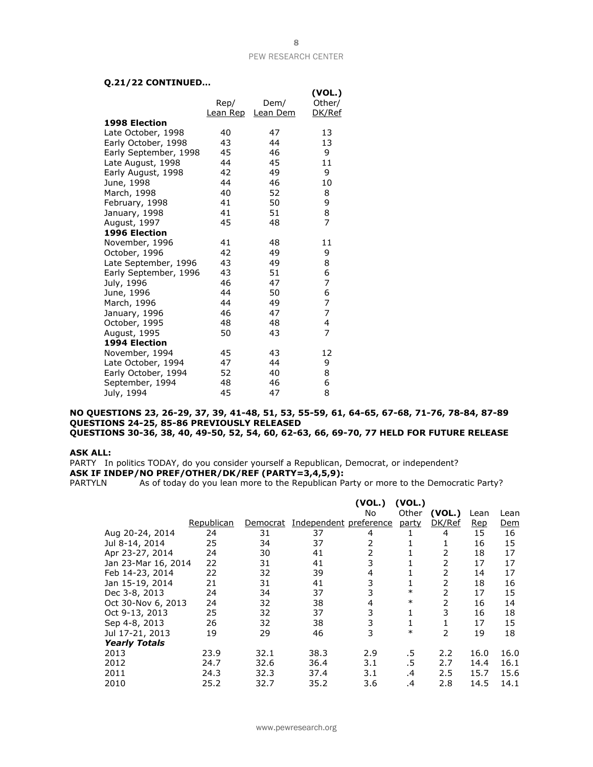**Q.21/22 CONTINUED…**

| | Rep/ Lean Rep | Dem/ Lean Dem | (VOL.) Other/ DK/Ref |
|---|---|---|---|
| **1998 Election** | | | |
| Late October, 1998 | 40 | 47 | 13 |
| Early October, 1998 | 43 | 44 | 13 |
| Early September, 1998 | 45 | 46 | 9 |
| Late August, 1998 | 44 | 45 | 11 |
| Early August, 1998 | 42 | 49 | 9 |
| June, 1998 | 44 | 46 | 10 |
| March, 1998 | 40 | 52 | 8 |
| February, 1998 | 41 | 50 | 9 |
| January, 1998 | 41 | 51 | 8 |
| August, 1997 | 45 | 48 | 7 |
| **1996 Election** | | | |
| November, 1996 | 41 | 48 | 11 |
| October, 1996 | 42 | 49 | 9 |
| Late September, 1996 | 43 | 49 | 8 |
| Early September, 1996 | 43 | 51 | 6 |
| July, 1996 | 46 | 47 | 7 |
| June, 1996 | 44 | 50 | 6 |
| March, 1996 | 44 | 49 | 7 |
| January, 1996 | 46 | 47 | 7 |
| October, 1995 | 48 | 48 | 4 |
| August, 1995 | 50 | 43 | 7 |
| **1994 Election** | | | |
| November, 1994 | 45 | 43 | 12 |
| Late October, 1994 | 47 | 44 | 9 |
| Early October, 1994 | 52 | 40 | 8 |
| September, 1994 | 48 | 46 | 6 |
| July, 1994 | 45 | 47 | 8 |

**NO QUESTIONS 23, 26-29, 37, 39, 41-48, 51, 53, 55-59, 61, 64-65, 67-68, 71-76, 78-84, 87-89**
**QUESTIONS 24-25, 85-86 PREVIOUSLY RELEASED**
**QUESTIONS 30-36, 38, 40, 49-50, 52, 54, 60, 62-63, 66, 69-70, 77 HELD FOR FUTURE RELEASE**

**ASK ALL:**
PARTY In politics TODAY, do you consider yourself a Republican, Democrat, or independent?
**ASK IF INDEP/NO PREF/OTHER/DK/REF (PARTY=3,4,5,9):**
PARTYLN As of today do you lean more to the Republican Party or more to the Democratic Party?

| | Republican | Democrat | Independent | (VOL.) No preference | (VOL.) Other party | (VOL.) DK/Ref | Lean Rep | Lean Dem |
|---|---|---|---|---|---|---|---|---|
| Aug 20-24, 2014 | 24 | 31 | 37 | 4 | 1 | 4 | 15 | 16 |
| Jul 8-14, 2014 | 25 | 34 | 37 | 2 | 1 | 1 | 16 | 15 |
| Apr 23-27, 2014 | 24 | 30 | 41 | 2 | 1 | 2 | 18 | 17 |
| Jan 23-Mar 16, 2014 | 22 | 31 | 41 | 3 | 1 | 2 | 17 | 17 |
| Feb 14-23, 2014 | 22 | 32 | 39 | 4 | 1 | 2 | 14 | 17 |
| Jan 15-19, 2014 | 21 | 31 | 41 | 3 | 1 | 2 | 18 | 16 |
| Dec 3-8, 2013 | 24 | 34 | 37 | 3 | * | 2 | 17 | 15 |
| Oct 30-Nov 6, 2013 | 24 | 32 | 38 | 4 | * | 2 | 16 | 14 |
| Oct 9-13, 2013 | 25 | 32 | 37 | 3 | 1 | 3 | 16 | 18 |
| Sep 4-8, 2013 | 26 | 32 | 38 | 3 | 1 | 1 | 17 | 15 |
| Jul 17-21, 2013 | 19 | 29 | 46 | 3 | * | 2 | 19 | 18 |
| ***Yearly Totals*** | | | | | | | | |
| 2013 | 23.9 | 32.1 | 38.3 | 2.9 | .5 | 2.2 | 16.0 | 16.0 |
| 2012 | 24.7 | 32.6 | 36.4 | 3.1 | .5 | 2.7 | 14.4 | 16.1 |
| 2011 | 24.3 | 32.3 | 37.4 | 3.1 | .4 | 2.5 | 15.7 | 15.6 |
| 2010 | 25.2 | 32.7 | 35.2 | 3.6 | .4 | 2.8 | 14.5 | 14.1 |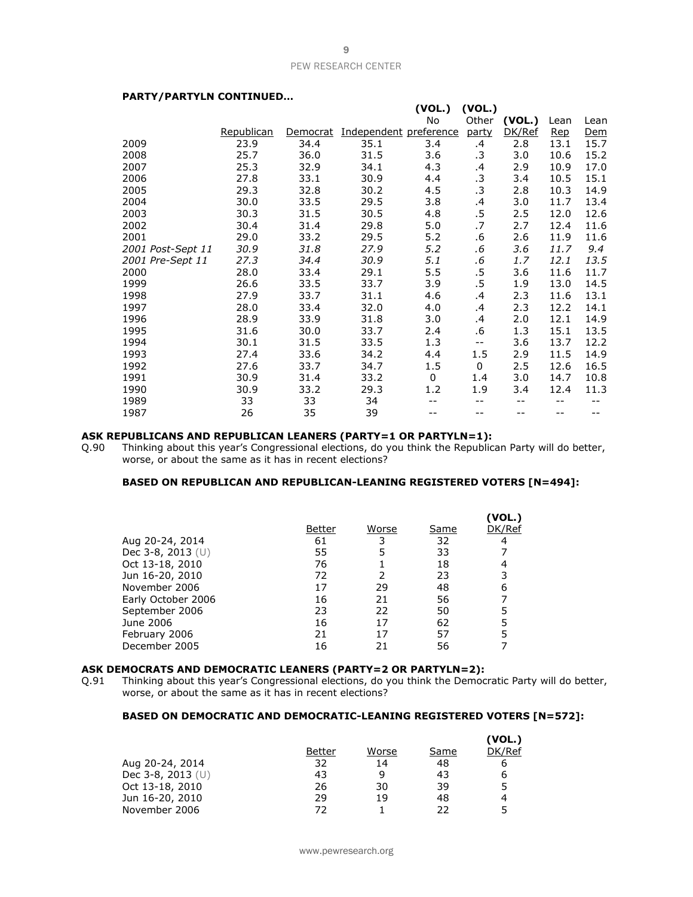**PARTY/PARTYLN CONTINUED…**

| | Republican | Democrat | Independent | (VOL.) No preference | (VOL.) Other party | (VOL.) DK/Ref | Lean Rep | Lean Dem |
|---|---|---|---|---|---|---|---|---|
| 2009 | 23.9 | 34.4 | 35.1 | 3.4 | .4 | 2.8 | 13.1 | 15.7 |
| 2008 | 25.7 | 36.0 | 31.5 | 3.6 | .3 | 3.0 | 10.6 | 15.2 |
| 2007 | 25.3 | 32.9 | 34.1 | 4.3 | .4 | 2.9 | 10.9 | 17.0 |
| 2006 | 27.8 | 33.1 | 30.9 | 4.4 | .3 | 3.4 | 10.5 | 15.1 |
| 2005 | 29.3 | 32.8 | 30.2 | 4.5 | .3 | 2.8 | 10.3 | 14.9 |
| 2004 | 30.0 | 33.5 | 29.5 | 3.8 | .4 | 3.0 | 11.7 | 13.4 |
| 2003 | 30.3 | 31.5 | 30.5 | 4.8 | .5 | 2.5 | 12.0 | 12.6 |
| 2002 | 30.4 | 31.4 | 29.8 | 5.0 | .7 | 2.7 | 12.4 | 11.6 |
| 2001 | 29.0 | 33.2 | 29.5 | 5.2 | .6 | 2.6 | 11.9 | 11.6 |
| *2001 Post-Sept 11* | *30.9* | *31.8* | *27.9* | *5.2* | *.6* | *3.6* | *11.7* | *9.4* |
| *2001 Pre-Sept 11* | *27.3* | *34.4* | *30.9* | *5.1* | *.6* | *1.7* | *12.1* | *13.5* |
| 2000 | 28.0 | 33.4 | 29.1 | 5.5 | .5 | 3.6 | 11.6 | 11.7 |
| 1999 | 26.6 | 33.5 | 33.7 | 3.9 | .5 | 1.9 | 13.0 | 14.5 |
| 1998 | 27.9 | 33.7 | 31.1 | 4.6 | .4 | 2.3 | 11.6 | 13.1 |
| 1997 | 28.0 | 33.4 | 32.0 | 4.0 | .4 | 2.3 | 12.2 | 14.1 |
| 1996 | 28.9 | 33.9 | 31.8 | 3.0 | .4 | 2.0 | 12.1 | 14.9 |
| 1995 | 31.6 | 30.0 | 33.7 | 2.4 | .6 | 1.3 | 15.1 | 13.5 |
| 1994 | 30.1 | 31.5 | 33.5 | 1.3 | -- | 3.6 | 13.7 | 12.2 |
| 1993 | 27.4 | 33.6 | 34.2 | 4.4 | 1.5 | 2.9 | 11.5 | 14.9 |
| 1992 | 27.6 | 33.7 | 34.7 | 1.5 | 0 | 2.5 | 12.6 | 16.5 |
| 1991 | 30.9 | 31.4 | 33.2 | 0 | 1.4 | 3.0 | 14.7 | 10.8 |
| 1990 | 30.9 | 33.2 | 29.3 | 1.2 | 1.9 | 3.4 | 12.4 | 11.3 |
| 1989 | 33 | 33 | 34 | -- | -- | -- | -- | -- |
| 1987 | 26 | 35 | 39 | -- | -- | -- | -- | -- |

**ASK REPUBLICANS AND REPUBLICAN LEANERS (PARTY=1 OR PARTYLN=1):**

Q.90 Thinking about this year's Congressional elections, do you think the Republican Party will do better, worse, or about the same as it has in recent elections?

**BASED ON REPUBLICAN AND REPUBLICAN-LEANING REGISTERED VOTERS [N=494]:**

| | Better | Worse | Same | (VOL.) DK/Ref |
|---|---|---|---|---|
| Aug 20-24, 2014 | 61 | 3 | 32 | 4 |
| Dec 3-8, 2013 (U) | 55 | 5 | 33 | 7 |
| Oct 13-18, 2010 | 76 | 1 | 18 | 4 |
| Jun 16-20, 2010 | 72 | 2 | 23 | 3 |
| November 2006 | 17 | 29 | 48 | 6 |
| Early October 2006 | 16 | 21 | 56 | 7 |
| September 2006 | 23 | 22 | 50 | 5 |
| June 2006 | 16 | 17 | 62 | 5 |
| February 2006 | 21 | 17 | 57 | 5 |
| December 2005 | 16 | 21 | 56 | 7 |

**ASK DEMOCRATS AND DEMOCRATIC LEANERS (PARTY=2 OR PARTYLN=2):**

Q.91 Thinking about this year's Congressional elections, do you think the Democratic Party will do better, worse, or about the same as it has in recent elections?

**BASED ON DEMOCRATIC AND DEMOCRATIC-LEANING REGISTERED VOTERS [N=572]:**

| | Better | Worse | Same | (VOL.) DK/Ref |
|---|---|---|---|---|
| Aug 20-24, 2014 | 32 | 14 | 48 | 6 |
| Dec 3-8, 2013 (U) | 43 | 9 | 43 | 6 |
| Oct 13-18, 2010 | 26 | 30 | 39 | 5 |
| Jun 16-20, 2010 | 29 | 19 | 48 | 4 |
| November 2006 | 72 | 1 | 22 | 5 |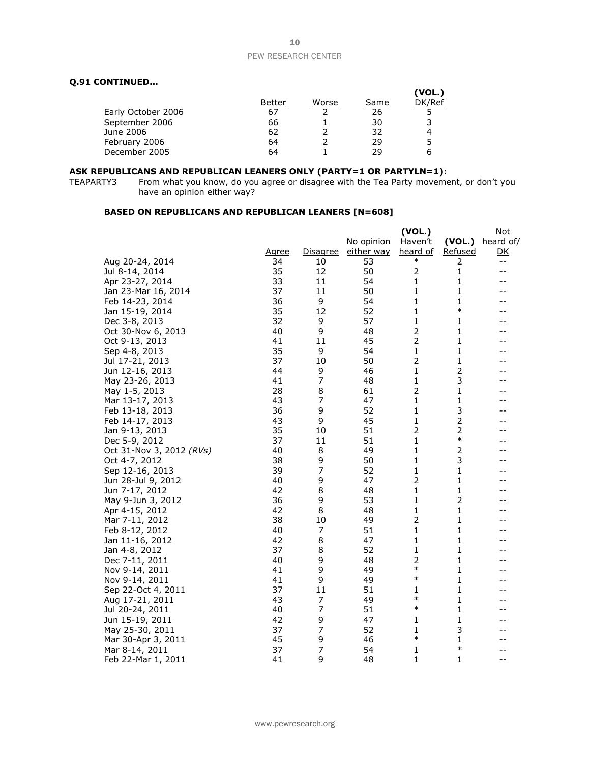**Q.91 CONTINUED…**

| | Better | Worse | Same | (VOL.) DK/Ref |
|---|---|---|---|---|
| Early October 2006 | 67 | 2 | 26 | 5 |
| September 2006 | 66 | 1 | 30 | 3 |
| June 2006 | 62 | 2 | 32 | 4 |
| February 2006 | 64 | 2 | 29 | 5 |
| December 2005 | 64 | 1 | 29 | 6 |

**ASK REPUBLICANS AND REPUBLICAN LEANERS ONLY (PARTY=1 OR PARTYLN=1):**

TEAPARTY3 From what you know, do you agree or disagree with the Tea Party movement, or don't you have an opinion either way?

**BASED ON REPUBLICANS AND REPUBLICAN LEANERS [N=608]**

| | Agree | Disagree | No opinion either way | (VOL.) Haven't heard of | (VOL.) Refused | Not heard of/ DK |
|---|---|---|---|---|---|---|
| Aug 20-24, 2014 | 34 | 10 | 53 | * | 2 | -- |
| Jul 8-14, 2014 | 35 | 12 | 50 | 2 | 1 | -- |
| Apr 23-27, 2014 | 33 | 11 | 54 | 1 | 1 | -- |
| Jan 23-Mar 16, 2014 | 37 | 11 | 50 | 1 | 1 | -- |
| Feb 14-23, 2014 | 36 | 9 | 54 | 1 | 1 | -- |
| Jan 15-19, 2014 | 35 | 12 | 52 | 1 | * | -- |
| Dec 3-8, 2013 | 32 | 9 | 57 | 1 | 1 | -- |
| Oct 30-Nov 6, 2013 | 40 | 9 | 48 | 2 | 1 | -- |
| Oct 9-13, 2013 | 41 | 11 | 45 | 2 | 1 | -- |
| Sep 4-8, 2013 | 35 | 9 | 54 | 1 | 1 | -- |
| Jul 17-21, 2013 | 37 | 10 | 50 | 2 | 1 | -- |
| Jun 12-16, 2013 | 44 | 9 | 46 | 1 | 2 | -- |
| May 23-26, 2013 | 41 | 7 | 48 | 1 | 3 | -- |
| May 1-5, 2013 | 28 | 8 | 61 | 2 | 1 | -- |
| Mar 13-17, 2013 | 43 | 7 | 47 | 1 | 1 | -- |
| Feb 13-18, 2013 | 36 | 9 | 52 | 1 | 3 | -- |
| Feb 14-17, 2013 | 43 | 9 | 45 | 1 | 2 | -- |
| Jan 9-13, 2013 | 35 | 10 | 51 | 2 | 2 | -- |
| Dec 5-9, 2012 | 37 | 11 | 51 | 1 | * | -- |
| Oct 31-Nov 3, 2012 *(RVs)* | 40 | 8 | 49 | 1 | 2 | -- |
| Oct 4-7, 2012 | 38 | 9 | 50 | 1 | 3 | -- |
| Sep 12-16, 2013 | 39 | 7 | 52 | 1 | 1 | -- |
| Jun 28-Jul 9, 2012 | 40 | 9 | 47 | 2 | 1 | -- |
| Jun 7-17, 2012 | 42 | 8 | 48 | 1 | 1 | -- |
| May 9-Jun 3, 2012 | 36 | 9 | 53 | 1 | 2 | -- |
| Apr 4-15, 2012 | 42 | 8 | 48 | 1 | 1 | -- |
| Mar 7-11, 2012 | 38 | 10 | 49 | 2 | 1 | -- |
| Feb 8-12, 2012 | 40 | 7 | 51 | 1 | 1 | -- |
| Jan 11-16, 2012 | 42 | 8 | 47 | 1 | 1 | -- |
| Jan 4-8, 2012 | 37 | 8 | 52 | 1 | 1 | -- |
| Dec 7-11, 2011 | 40 | 9 | 48 | 2 | 1 | -- |
| Nov 9-14, 2011 | 41 | 9 | 49 | * | 1 | -- |
| Nov 9-14, 2011 | 41 | 9 | 49 | * | 1 | -- |
| Sep 22-Oct 4, 2011 | 37 | 11 | 51 | 1 | 1 | -- |
| Aug 17-21, 2011 | 43 | 7 | 49 | * | 1 | -- |
| Jul 20-24, 2011 | 40 | 7 | 51 | * | 1 | -- |
| Jun 15-19, 2011 | 42 | 9 | 47 | 1 | 1 | -- |
| May 25-30, 2011 | 37 | 7 | 52 | 1 | 3 | -- |
| Mar 30-Apr 3, 2011 | 45 | 9 | 46 | * | 1 | -- |
| Mar 8-14, 2011 | 37 | 7 | 54 | 1 | * | -- |
| Feb 22-Mar 1, 2011 | 41 | 9 | 48 | 1 | 1 | -- |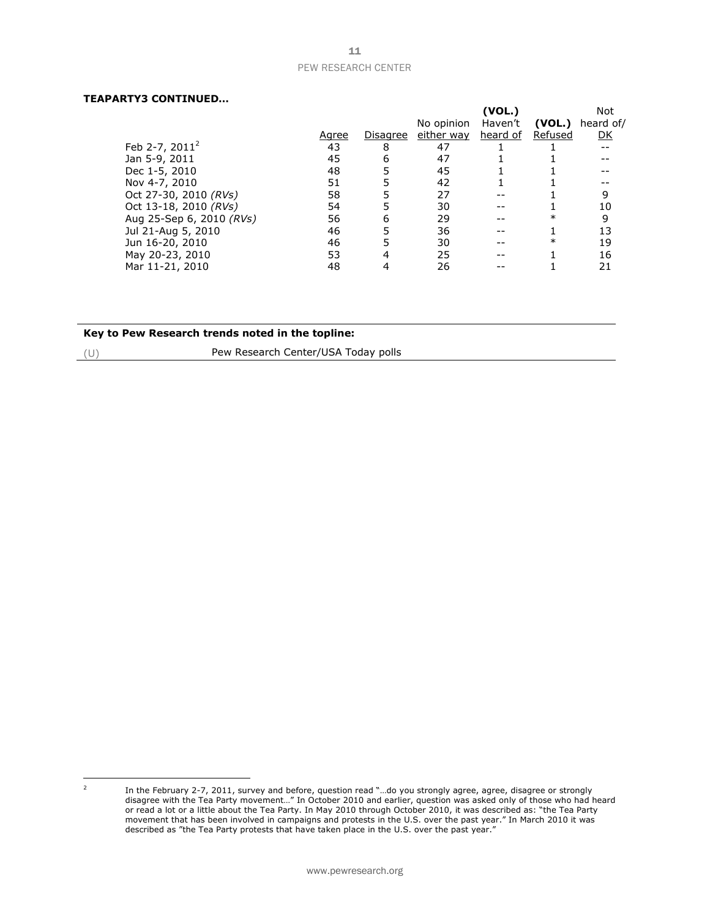**TEAPARTY3 CONTINUED…**

| | Agree | Disagree | No opinion either way | (VOL.) Haven't heard of | (VOL.) Refused | Not heard of/ DK |
|---|---|---|---|---|---|---|
| Feb 2-7, 2011[2] | 43 | 8 | 47 | 1 | 1 | -- |
| Jan 5-9, 2011 | 45 | 6 | 47 | 1 | 1 | -- |
| Dec 1-5, 2010 | 48 | 5 | 45 | 1 | 1 | -- |
| Nov 4-7, 2010 | 51 | 5 | 42 | 1 | 1 | -- |
| Oct 27-30, 2010 *(RVs)* | 58 | 5 | 27 | -- | 1 | 9 |
| Oct 13-18, 2010 *(RVs)* | 54 | 5 | 30 | -- | 1 | 10 |
| Aug 25-Sep 6, 2010 *(RVs)* | 56 | 6 | 29 | -- | * | 9 |
| Jul 21-Aug 5, 2010 | 46 | 5 | 36 | -- | 1 | 13 |
| Jun 16-20, 2010 | 46 | 5 | 30 | -- | * | 19 |
| May 20-23, 2010 | 53 | 4 | 25 | -- | 1 | 16 |
| Mar 11-21, 2010 | 48 | 4 | 26 | -- | 1 | 21 |

**Key to Pew Research trends noted in the topline:**

(U) Pew Research Center/USA Today polls

[2] In the February 2-7, 2011, survey and before, question read "…do you strongly agree, agree, disagree or strongly disagree with the Tea Party movement…" In October 2010 and earlier, question was asked only of those who had heard or read a lot or a little about the Tea Party. In May 2010 through October 2010, it was described as: "the Tea Party movement that has been involved in campaigns and protests in the U.S. over the past year." In March 2010 it was described as "the Tea Party protests that have taken place in the U.S. over the past year."